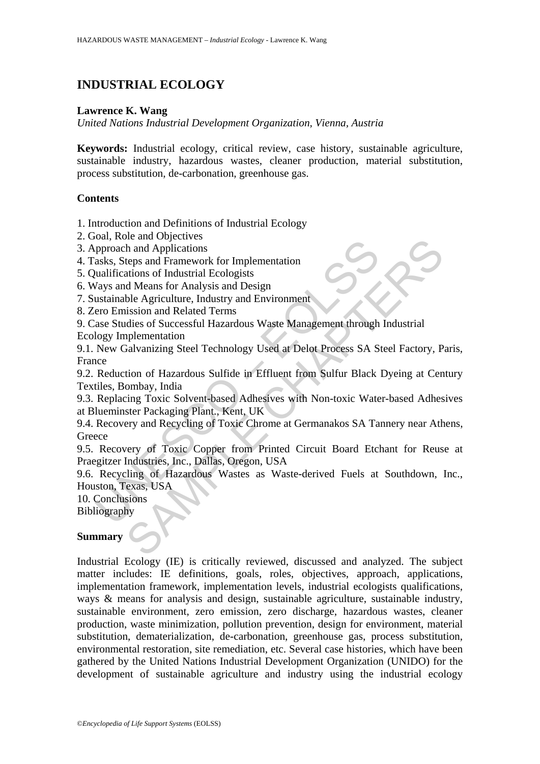# INDUSTRIAL ECOLOGY

**Lawrence K. Wang**

*United Nations Industrial Development Organization, Vienna, Austria*

**Keywords:** Industrial ecology, critical review, case history, sustainable agriculture, sustainable industry, hazardous wastes, cleaner production, material substitution, process substitution, de-carbonation, greenhouse gas.

## Contents

1. Introduction and Definitions of Industrial Ecology
2. Goal, Role and Objectives
3. Approach and Applications
4. Tasks, Steps and Framework for Implementation
5. Qualifications of Industrial Ecologists
6. Ways and Means for Analysis and Design
7. Sustainable Agriculture, Industry and Environment
8. Zero Emission and Related Terms
9. Case Studies of Successful Hazardous Waste Management through Industrial Ecology Implementation

9.1. New Galvanizing Steel Technology Used at Delot Process SA Steel Factory, Paris, France

9.2. Reduction of Hazardous Sulfide in Effluent from Sulfur Black Dyeing at Century Textiles, Bombay, India

9.3. Replacing Toxic Solvent-based Adhesives with Non-toxic Water-based Adhesives at Blueminster Packaging Plant., Kent, UK

9.4. Recovery and Recycling of Toxic Chrome at Germanakos SA Tannery near Athens, Greece

9.5. Recovery of Toxic Copper from Printed Circuit Board Etchant for Reuse at Praegitzer Industries, Inc., Dallas, Oregon, USA

9.6. Recycling of Hazardous Wastes as Waste-derived Fuels at Southdown, Inc., Houston, Texas, USA

10. Conclusions

Bibliography

## Summary

Industrial Ecology (IE) is critically reviewed, discussed and analyzed. The subject matter includes: IE definitions, goals, roles, objectives, approach, applications, implementation framework, implementation levels, industrial ecologists qualifications, ways & means for analysis and design, sustainable agriculture, sustainable industry, sustainable environment, zero emission, zero discharge, hazardous wastes, cleaner production, waste minimization, pollution prevention, design for environment, material substitution, dematerialization, de-carbonation, greenhouse gas, process substitution, environmental restoration, site remediation, etc. Several case histories, which have been gathered by the United Nations Industrial Development Organization (UNIDO) for the development of sustainable agriculture and industry using the industrial ecology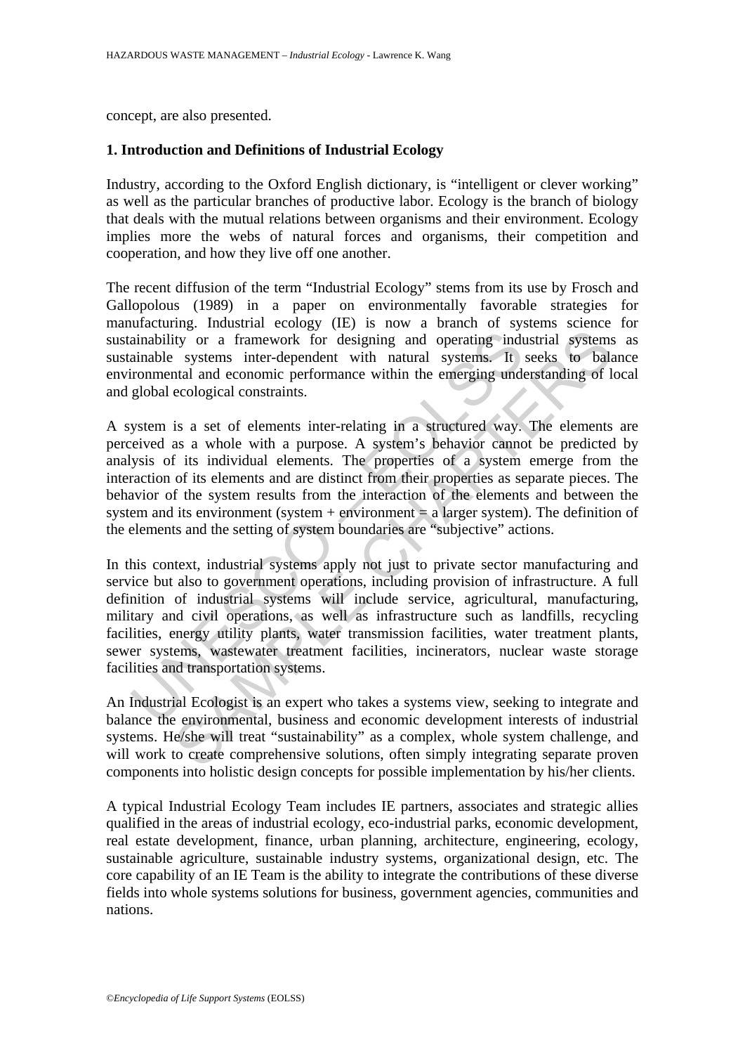concept, are also presented.

## 1. Introduction and Definitions of Industrial Ecology

Industry, according to the Oxford English dictionary, is "intelligent or clever working" as well as the particular branches of productive labor. Ecology is the branch of biology that deals with the mutual relations between organisms and their environment. Ecology implies more the webs of natural forces and organisms, their competition and cooperation, and how they live off one another.

The recent diffusion of the term "Industrial Ecology" stems from its use by Frosch and Gallopolous (1989) in a paper on environmentally favorable strategies for manufacturing. Industrial ecology (IE) is now a branch of systems science for sustainability or a framework for designing and operating industrial systems as sustainable systems inter-dependent with natural systems. It seeks to balance environmental and economic performance within the emerging understanding of local and global ecological constraints.

A system is a set of elements inter-relating in a structured way. The elements are perceived as a whole with a purpose. A system's behavior cannot be predicted by analysis of its individual elements. The properties of a system emerge from the interaction of its elements and are distinct from their properties as separate pieces. The behavior of the system results from the interaction of the elements and between the system and its environment (system + environment = a larger system). The definition of the elements and the setting of system boundaries are "subjective" actions.

In this context, industrial systems apply not just to private sector manufacturing and service but also to government operations, including provision of infrastructure. A full definition of industrial systems will include service, agricultural, manufacturing, military and civil operations, as well as infrastructure such as landfills, recycling facilities, energy utility plants, water transmission facilities, water treatment plants, sewer systems, wastewater treatment facilities, incinerators, nuclear waste storage facilities and transportation systems.

An Industrial Ecologist is an expert who takes a systems view, seeking to integrate and balance the environmental, business and economic development interests of industrial systems. He/she will treat "sustainability" as a complex, whole system challenge, and will work to create comprehensive solutions, often simply integrating separate proven components into holistic design concepts for possible implementation by his/her clients.

A typical Industrial Ecology Team includes IE partners, associates and strategic allies qualified in the areas of industrial ecology, eco-industrial parks, economic development, real estate development, finance, urban planning, architecture, engineering, ecology, sustainable agriculture, sustainable industry systems, organizational design, etc. The core capability of an IE Team is the ability to integrate the contributions of these diverse fields into whole systems solutions for business, government agencies, communities and nations.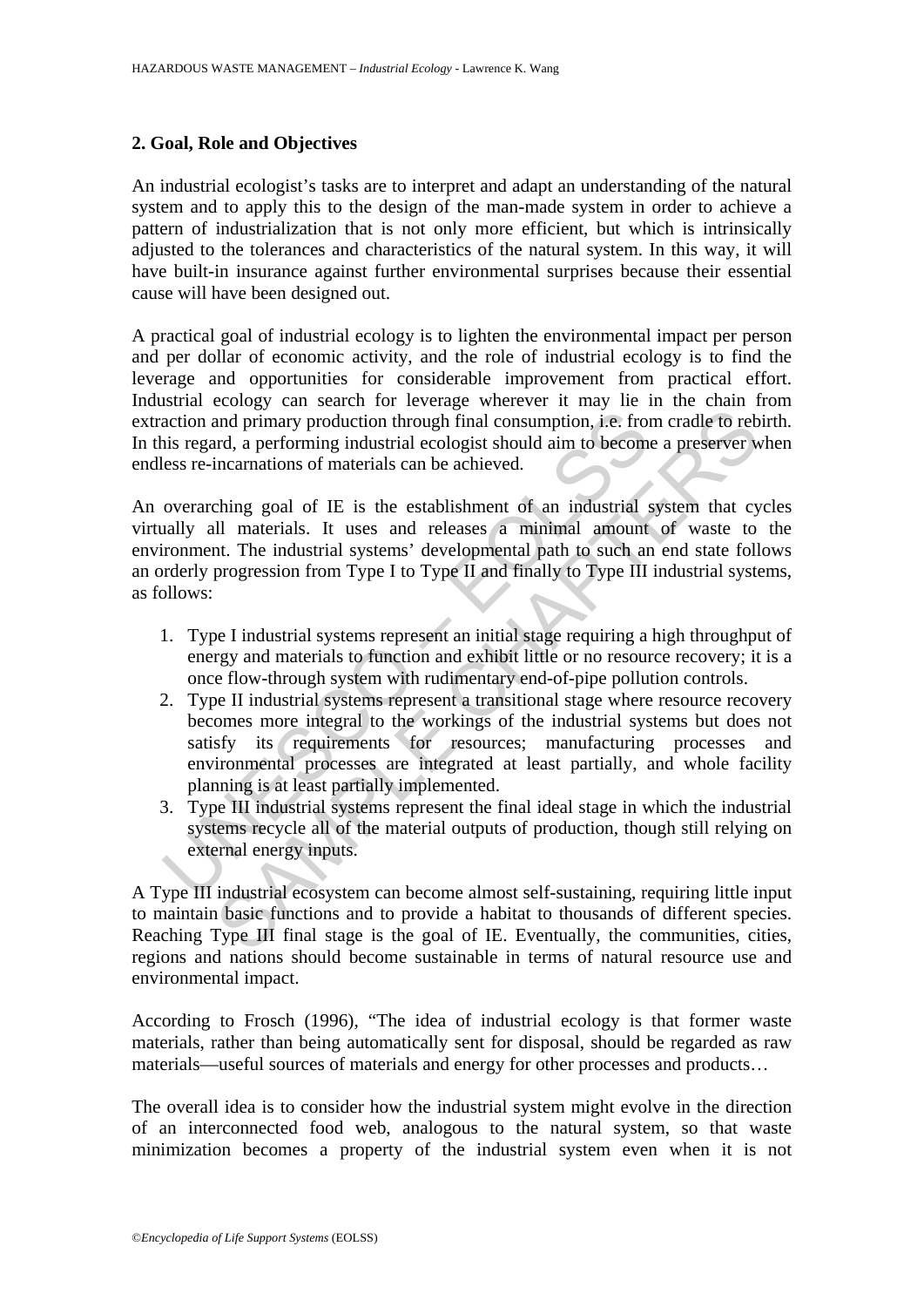## 2. Goal, Role and Objectives

An industrial ecologist's tasks are to interpret and adapt an understanding of the natural system and to apply this to the design of the man-made system in order to achieve a pattern of industrialization that is not only more efficient, but which is intrinsically adjusted to the tolerances and characteristics of the natural system. In this way, it will have built-in insurance against further environmental surprises because their essential cause will have been designed out.

A practical goal of industrial ecology is to lighten the environmental impact per person and per dollar of economic activity, and the role of industrial ecology is to find the leverage and opportunities for considerable improvement from practical effort. Industrial ecology can search for leverage wherever it may lie in the chain from extraction and primary production through final consumption, i.e. from cradle to rebirth. In this regard, a performing industrial ecologist should aim to become a preserver when endless re-incarnations of materials can be achieved.

An overarching goal of IE is the establishment of an industrial system that cycles virtually all materials. It uses and releases a minimal amount of waste to the environment. The industrial systems' developmental path to such an end state follows an orderly progression from Type I to Type II and finally to Type III industrial systems, as follows:

1. Type I industrial systems represent an initial stage requiring a high throughput of energy and materials to function and exhibit little or no resource recovery; it is a once flow-through system with rudimentary end-of-pipe pollution controls.
2. Type II industrial systems represent a transitional stage where resource recovery becomes more integral to the workings of the industrial systems but does not satisfy its requirements for resources; manufacturing processes and environmental processes are integrated at least partially, and whole facility planning is at least partially implemented.
3. Type III industrial systems represent the final ideal stage in which the industrial systems recycle all of the material outputs of production, though still relying on external energy inputs.

A Type III industrial ecosystem can become almost self-sustaining, requiring little input to maintain basic functions and to provide a habitat to thousands of different species. Reaching Type III final stage is the goal of IE. Eventually, the communities, cities, regions and nations should become sustainable in terms of natural resource use and environmental impact.

According to Frosch (1996), "The idea of industrial ecology is that former waste materials, rather than being automatically sent for disposal, should be regarded as raw materials—useful sources of materials and energy for other processes and products…

The overall idea is to consider how the industrial system might evolve in the direction of an interconnected food web, analogous to the natural system, so that waste minimization becomes a property of the industrial system even when it is not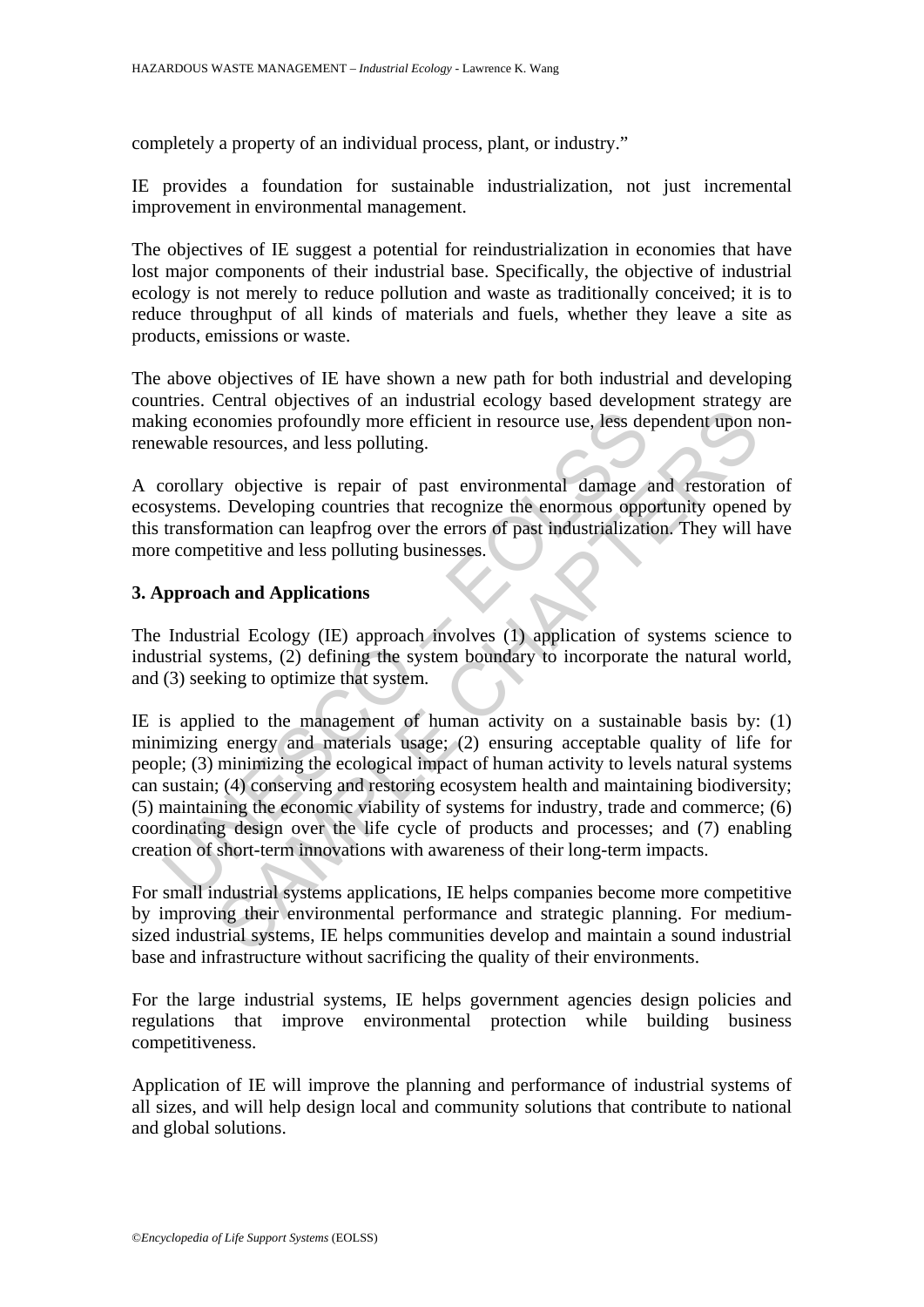completely a property of an individual process, plant, or industry."

IE provides a foundation for sustainable industrialization, not just incremental improvement in environmental management.

The objectives of IE suggest a potential for reindustrialization in economies that have lost major components of their industrial base. Specifically, the objective of industrial ecology is not merely to reduce pollution and waste as traditionally conceived; it is to reduce throughput of all kinds of materials and fuels, whether they leave a site as products, emissions or waste.

The above objectives of IE have shown a new path for both industrial and developing countries. Central objectives of an industrial ecology based development strategy are making economies profoundly more efficient in resource use, less dependent upon non-renewable resources, and less polluting.

A corollary objective is repair of past environmental damage and restoration of ecosystems. Developing countries that recognize the enormous opportunity opened by this transformation can leapfrog over the errors of past industrialization. They will have more competitive and less polluting businesses.

## 3. Approach and Applications

The Industrial Ecology (IE) approach involves (1) application of systems science to industrial systems, (2) defining the system boundary to incorporate the natural world, and (3) seeking to optimize that system.

IE is applied to the management of human activity on a sustainable basis by: (1) minimizing energy and materials usage; (2) ensuring acceptable quality of life for people; (3) minimizing the ecological impact of human activity to levels natural systems can sustain; (4) conserving and restoring ecosystem health and maintaining biodiversity; (5) maintaining the economic viability of systems for industry, trade and commerce; (6) coordinating design over the life cycle of products and processes; and (7) enabling creation of short-term innovations with awareness of their long-term impacts.

For small industrial systems applications, IE helps companies become more competitive by improving their environmental performance and strategic planning. For medium-sized industrial systems, IE helps communities develop and maintain a sound industrial base and infrastructure without sacrificing the quality of their environments.

For the large industrial systems, IE helps government agencies design policies and regulations that improve environmental protection while building business competitiveness.

Application of IE will improve the planning and performance of industrial systems of all sizes, and will help design local and community solutions that contribute to national and global solutions.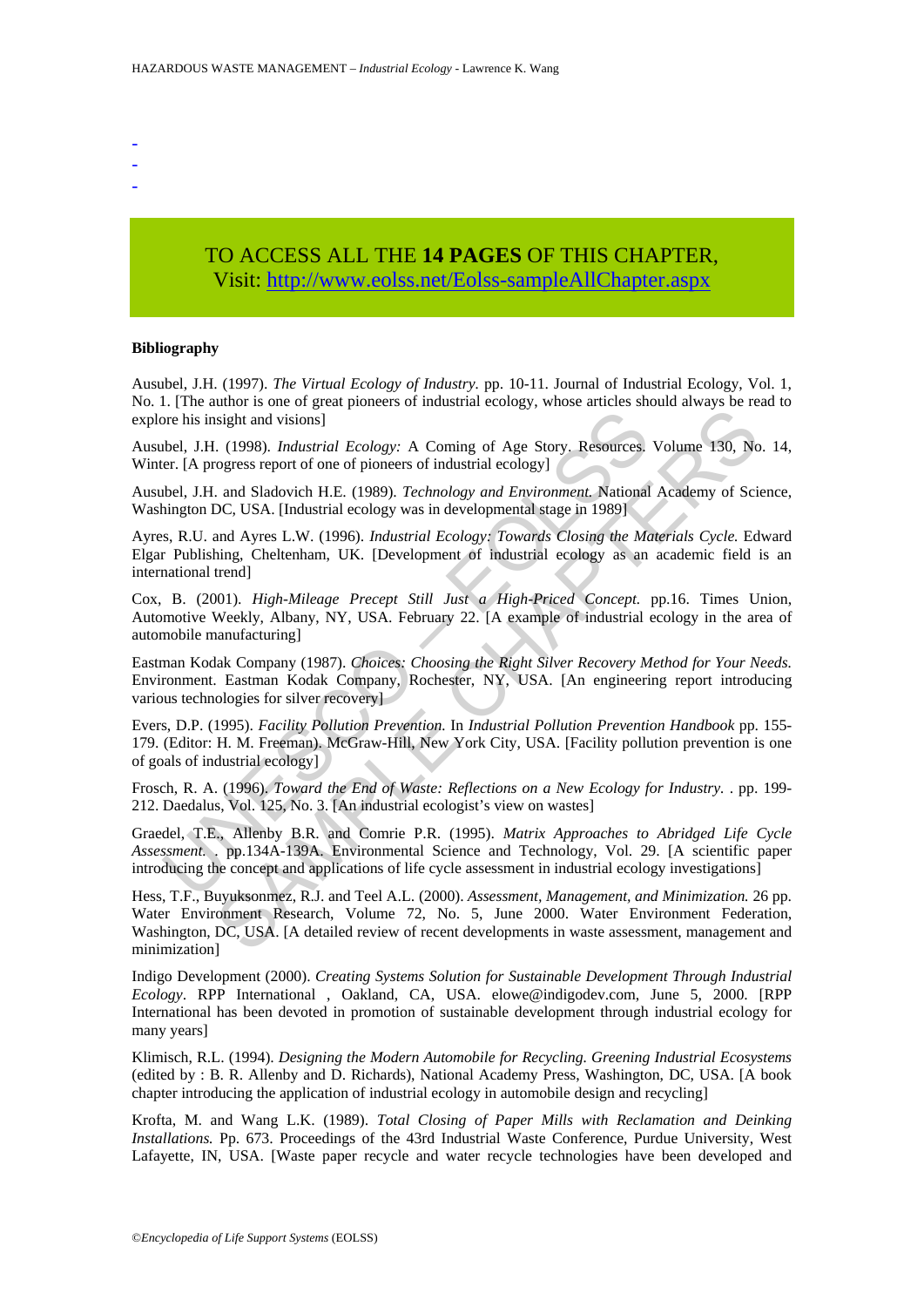-
-
-

TO ACCESS ALL THE **14 PAGES** OF THIS CHAPTER,
Visit: http://www.eolss.net/Eolss-sampleAllChapter.aspx

**Bibliography**

Ausubel, J.H. (1997). *The Virtual Ecology of Industry.* pp. 10-11. Journal of Industrial Ecology, Vol. 1, No. 1. [The author is one of great pioneers of industrial ecology, whose articles should always be read to explore his insight and visions]

Ausubel, J.H. (1998). *Industrial Ecology:* A Coming of Age Story. Resources. Volume 130, No. 14, Winter. [A progress report of one of pioneers of industrial ecology]

Ausubel, J.H. and Sladovich H.E. (1989). *Technology and Environment.* National Academy of Science, Washington DC, USA. [Industrial ecology was in developmental stage in 1989]

Ayres, R.U. and Ayres L.W. (1996). *Industrial Ecology: Towards Closing the Materials Cycle.* Edward Elgar Publishing, Cheltenham, UK. [Development of industrial ecology as an academic field is an international trend]

Cox, B. (2001). *High-Mileage Precept Still Just a High-Priced Concept.* pp.16. Times Union, Automotive Weekly, Albany, NY, USA. February 22. [A example of industrial ecology in the area of automobile manufacturing]

Eastman Kodak Company (1987). *Choices: Choosing the Right Silver Recovery Method for Your Needs.* Environment. Eastman Kodak Company, Rochester, NY, USA. [An engineering report introducing various technologies for silver recovery]

Evers, D.P. (1995). *Facility Pollution Prevention.* In *Industrial Pollution Prevention Handbook* pp. 155-179. (Editor: H. M. Freeman). McGraw-Hill, New York City, USA. [Facility pollution prevention is one of goals of industrial ecology]

Frosch, R. A. (1996). *Toward the End of Waste: Reflections on a New Ecology for Industry.* . pp. 199-212. Daedalus, Vol. 125, No. 3. [An industrial ecologist's view on wastes]

Graedel, T.E., Allenby B.R. and Comrie P.R. (1995). *Matrix Approaches to Abridged Life Cycle Assessment.* . pp.134A-139A. Environmental Science and Technology, Vol. 29. [A scientific paper introducing the concept and applications of life cycle assessment in industrial ecology investigations]

Hess, T.F., Buyuksonmez, R.J. and Teel A.L. (2000). *Assessment, Management, and Minimization.* 26 pp. Water Environment Research, Volume 72, No. 5, June 2000. Water Environment Federation, Washington, DC, USA. [A detailed review of recent developments in waste assessment, management and minimization]

Indigo Development (2000). *Creating Systems Solution for Sustainable Development Through Industrial Ecology*. RPP International , Oakland, CA, USA. elowe@indigodev.com, June 5, 2000. [RPP International has been devoted in promotion of sustainable development through industrial ecology for many years]

Klimisch, R.L. (1994). *Designing the Modern Automobile for Recycling. Greening Industrial Ecosystems* (edited by : B. R. Allenby and D. Richards), National Academy Press, Washington, DC, USA. [A book chapter introducing the application of industrial ecology in automobile design and recycling]

Krofta, M. and Wang L.K. (1989). *Total Closing of Paper Mills with Reclamation and Deinking Installations.* Pp. 673. Proceedings of the 43rd Industrial Waste Conference, Purdue University, West Lafayette, IN, USA. [Waste paper recycle and water recycle technologies have been developed and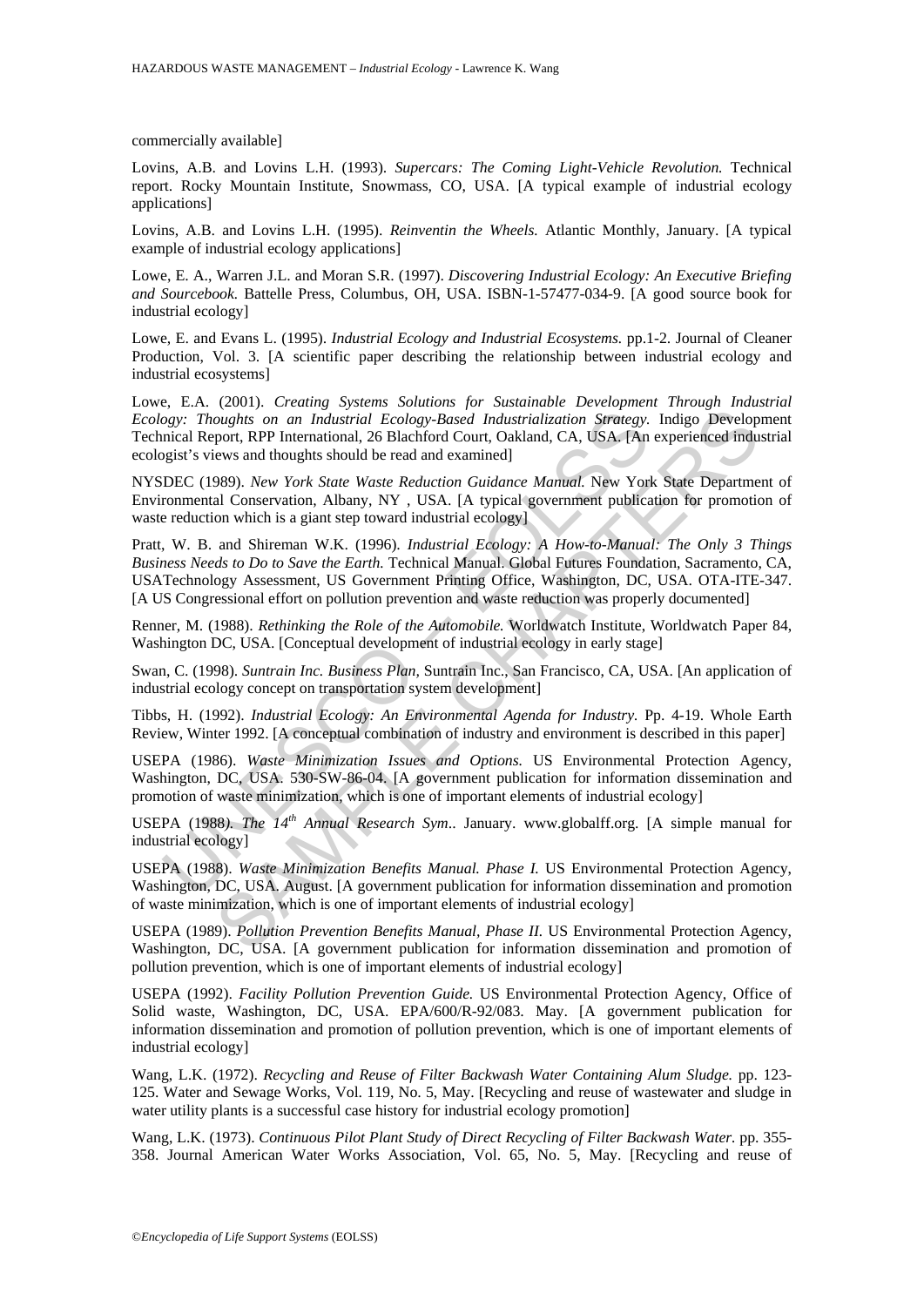commercially available]

Lovins, A.B. and Lovins L.H. (1993). *Supercars: The Coming Light-Vehicle Revolution.* Technical report. Rocky Mountain Institute, Snowmass, CO, USA. [A typical example of industrial ecology applications]

Lovins, A.B. and Lovins L.H. (1995). *Reinventin the Wheels.* Atlantic Monthly, January. [A typical example of industrial ecology applications]

Lowe, E. A., Warren J.L. and Moran S.R. (1997). *Discovering Industrial Ecology: An Executive Briefing and Sourcebook.* Battelle Press, Columbus, OH, USA. ISBN-1-57477-034-9. [A good source book for industrial ecology]

Lowe, E. and Evans L. (1995). *Industrial Ecology and Industrial Ecosystems.* pp.1-2. Journal of Cleaner Production, Vol. 3. [A scientific paper describing the relationship between industrial ecology and industrial ecosystems]

Lowe, E.A. (2001). *Creating Systems Solutions for Sustainable Development Through Industrial Ecology: Thoughts on an Industrial Ecology-Based Industrialization Strategy.* Indigo Development Technical Report, RPP International, 26 Blachford Court, Oakland, CA, USA. [An experienced industrial ecologist's views and thoughts should be read and examined]

NYSDEC (1989). *New York State Waste Reduction Guidance Manual.* New York State Department of Environmental Conservation, Albany, NY , USA. [A typical government publication for promotion of waste reduction which is a giant step toward industrial ecology]

Pratt, W. B. and Shireman W.K. (1996). *Industrial Ecology: A How-to-Manual: The Only 3 Things Business Needs to Do to Save the Earth.* Technical Manual. Global Futures Foundation, Sacramento, CA, USATechnology Assessment, US Government Printing Office, Washington, DC, USA. OTA-ITE-347. [A US Congressional effort on pollution prevention and waste reduction was properly documented]

Renner, M. (1988). *Rethinking the Role of the Automobile.* Worldwatch Institute, Worldwatch Paper 84, Washington DC, USA. [Conceptual development of industrial ecology in early stage]

Swan, C. (1998). *Suntrain Inc. Business Plan,* Suntrain Inc., San Francisco, CA, USA. [An application of industrial ecology concept on transportation system development]

Tibbs, H. (1992). *Industrial Ecology: An Environmental Agenda for Industry.* Pp. 4-19. Whole Earth Review, Winter 1992. [A conceptual combination of industry and environment is described in this paper]

USEPA (1986). *Waste Minimization Issues and Options.* US Environmental Protection Agency, Washington, DC, USA. 530-SW-86-04. [A government publication for information dissemination and promotion of waste minimization, which is one of important elements of industrial ecology]

USEPA (1988). *The 14th Annual Research Sym.*. January. www.globalff.org. [A simple manual for industrial ecology]

USEPA (1988). *Waste Minimization Benefits Manual. Phase I.* US Environmental Protection Agency, Washington, DC, USA. August. [A government publication for information dissemination and promotion of waste minimization, which is one of important elements of industrial ecology]

USEPA (1989). *Pollution Prevention Benefits Manual, Phase II.* US Environmental Protection Agency, Washington, DC, USA. [A government publication for information dissemination and promotion of pollution prevention, which is one of important elements of industrial ecology]

USEPA (1992). *Facility Pollution Prevention Guide.* US Environmental Protection Agency, Office of Solid waste, Washington, DC, USA. EPA/600/R-92/083. May. [A government publication for information dissemination and promotion of pollution prevention, which is one of important elements of industrial ecology]

Wang, L.K. (1972). *Recycling and Reuse of Filter Backwash Water Containing Alum Sludge.* pp. 123-125. Water and Sewage Works, Vol. 119, No. 5, May. [Recycling and reuse of wastewater and sludge in water utility plants is a successful case history for industrial ecology promotion]

Wang, L.K. (1973). *Continuous Pilot Plant Study of Direct Recycling of Filter Backwash Water.* pp. 355-358. Journal American Water Works Association, Vol. 65, No. 5, May. [Recycling and reuse of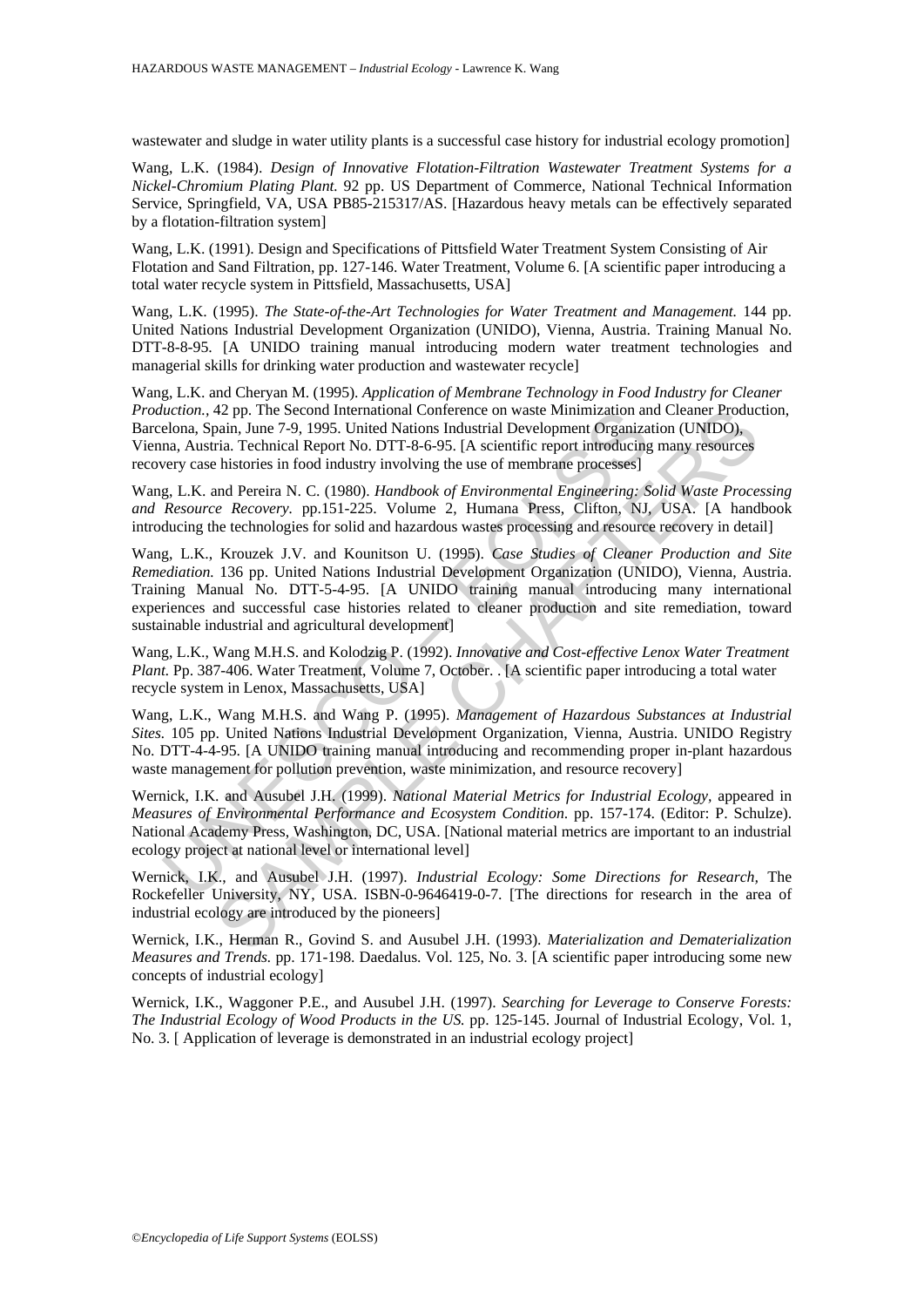wastewater and sludge in water utility plants is a successful case history for industrial ecology promotion]

Wang, L.K. (1984). *Design of Innovative Flotation-Filtration Wastewater Treatment Systems for a Nickel-Chromium Plating Plant.* 92 pp. US Department of Commerce, National Technical Information Service, Springfield, VA, USA PB85-215317/AS. [Hazardous heavy metals can be effectively separated by a flotation-filtration system]

Wang, L.K. (1991). Design and Specifications of Pittsfield Water Treatment System Consisting of Air Flotation and Sand Filtration, pp. 127-146. Water Treatment, Volume 6. [A scientific paper introducing a total water recycle system in Pittsfield, Massachusetts, USA]

Wang, L.K. (1995). *The State-of-the-Art Technologies for Water Treatment and Management.* 144 pp. United Nations Industrial Development Organization (UNIDO), Vienna, Austria. Training Manual No. DTT-8-8-95. [A UNIDO training manual introducing modern water treatment technologies and managerial skills for drinking water production and wastewater recycle]

Wang, L.K. and Cheryan M. (1995). *Application of Membrane Technology in Food Industry for Cleaner Production.*, 42 pp. The Second International Conference on waste Minimization and Cleaner Production, Barcelona, Spain, June 7-9, 1995. United Nations Industrial Development Organization (UNIDO), Vienna, Austria. Technical Report No. DTT-8-6-95. [A scientific report introducing many resources recovery case histories in food industry involving the use of membrane processes]

Wang, L.K. and Pereira N. C. (1980). *Handbook of Environmental Engineering: Solid Waste Processing and Resource Recovery.* pp.151-225. Volume 2, Humana Press, Clifton, NJ, USA. [A handbook introducing the technologies for solid and hazardous wastes processing and resource recovery in detail]

Wang, L.K., Krouzek J.V. and Kounitson U. (1995). *Case Studies of Cleaner Production and Site Remediation.* 136 pp. United Nations Industrial Development Organization (UNIDO), Vienna, Austria. Training Manual No. DTT-5-4-95. [A UNIDO training manual introducing many international experiences and successful case histories related to cleaner production and site remediation, toward sustainable industrial and agricultural development]

Wang, L.K., Wang M.H.S. and Kolodzig P. (1992). *Innovative and Cost-effective Lenox Water Treatment Plant.* Pp. 387-406. Water Treatment, Volume 7, October. . [A scientific paper introducing a total water recycle system in Lenox, Massachusetts, USA]

Wang, L.K., Wang M.H.S. and Wang P. (1995). *Management of Hazardous Substances at Industrial Sites.* 105 pp. United Nations Industrial Development Organization, Vienna, Austria. UNIDO Registry No. DTT-4-4-95. [A UNIDO training manual introducing and recommending proper in-plant hazardous waste management for pollution prevention, waste minimization, and resource recovery]

Wernick, I.K. and Ausubel J.H. (1999). *National Material Metrics for Industrial Ecology,* appeared in *Measures of Environmental Performance and Ecosystem Condition.* pp. 157-174. (Editor: P. Schulze). National Academy Press, Washington, DC, USA. [National material metrics are important to an industrial ecology project at national level or international level]

Wernick, I.K., and Ausubel J.H. (1997). *Industrial Ecology: Some Directions for Research,* The Rockefeller University, NY, USA. ISBN-0-9646419-0-7. [The directions for research in the area of industrial ecology are introduced by the pioneers]

Wernick, I.K., Herman R., Govind S. and Ausubel J.H. (1993). *Materialization and Dematerialization Measures and Trends.* pp. 171-198. Daedalus. Vol. 125, No. 3. [A scientific paper introducing some new concepts of industrial ecology]

Wernick, I.K., Waggoner P.E., and Ausubel J.H. (1997). *Searching for Leverage to Conserve Forests: The Industrial Ecology of Wood Products in the US.* pp. 125-145. Journal of Industrial Ecology, Vol. 1, No. 3. [ Application of leverage is demonstrated in an industrial ecology project]